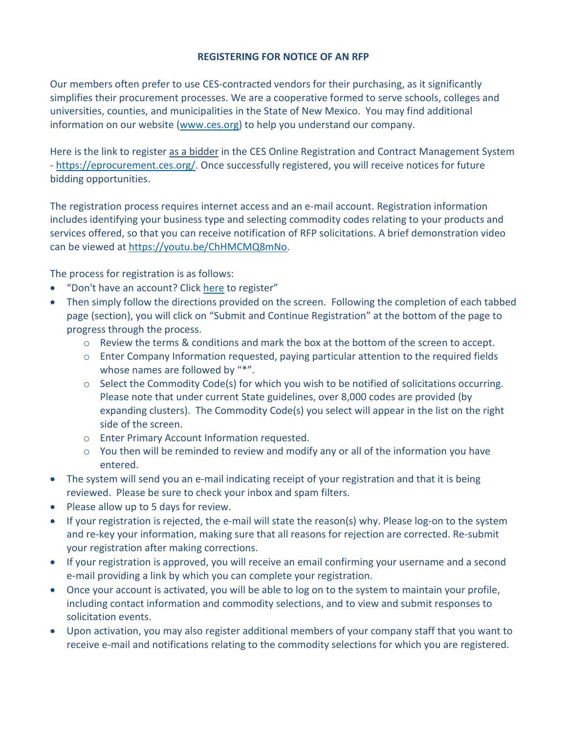**REGISTERING FOR NOTICE OF AN RFP**

Our members often prefer to use CES-contracted vendors for their purchasing, as it significantly simplifies their procurement processes. We are a cooperative formed to serve schools, colleges and universities, counties, and municipalities in the State of New Mexico. You may find additional information on our website (www.ces.org) to help you understand our company.

Here is the link to register as a bidder in the CES Online Registration and Contract Management System - https://eprocurement.ces.org/. Once successfully registered, you will receive notices for future bidding opportunities.

The registration process requires internet access and an e-mail account. Registration information includes identifying your business type and selecting commodity codes relating to your products and services offered, so that you can receive notification of RFP solicitations. A brief demonstration video can be viewed at https://youtu.be/ChHMCMQ8mNo.

The process for registration is as follows:

- "Don't have an account? Click here to register"
- Then simply follow the directions provided on the screen. Following the completion of each tabbed page (section), you will click on "Submit and Continue Registration" at the bottom of the page to progress through the process.
  - Review the terms & conditions and mark the box at the bottom of the screen to accept.
  - Enter Company Information requested, paying particular attention to the required fields whose names are followed by "*".
  - Select the Commodity Code(s) for which you wish to be notified of solicitations occurring. Please note that under current State guidelines, over 8,000 codes are provided (by expanding clusters). The Commodity Code(s) you select will appear in the list on the right side of the screen.
  - Enter Primary Account Information requested.
  - You then will be reminded to review and modify any or all of the information you have entered.
- The system will send you an e-mail indicating receipt of your registration and that it is being reviewed. Please be sure to check your inbox and spam filters.
- Please allow up to 5 days for review.
- If your registration is rejected, the e-mail will state the reason(s) why. Please log-on to the system and re-key your information, making sure that all reasons for rejection are corrected. Re-submit your registration after making corrections.
- If your registration is approved, you will receive an email confirming your username and a second e-mail providing a link by which you can complete your registration.
- Once your account is activated, you will be able to log on to the system to maintain your profile, including contact information and commodity selections, and to view and submit responses to solicitation events.
- Upon activation, you may also register additional members of your company staff that you want to receive e-mail and notifications relating to the commodity selections for which you are registered.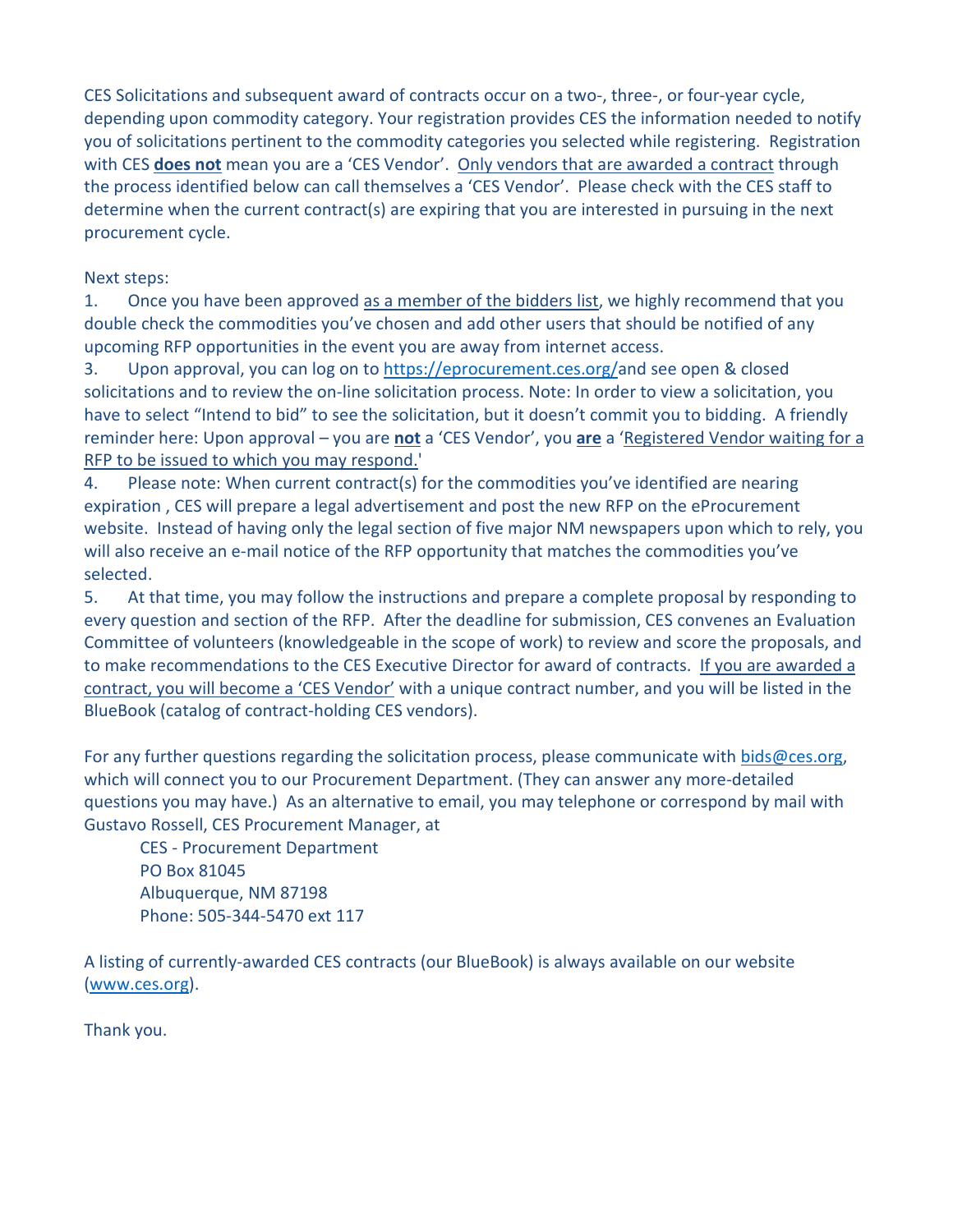CES Solicitations and subsequent award of contracts occur on a two-, three-, or four-year cycle, depending upon commodity category. Your registration provides CES the information needed to notify you of solicitations pertinent to the commodity categories you selected while registering. Registration with CES **does not** mean you are a 'CES Vendor'. Only vendors that are awarded a contract through the process identified below can call themselves a 'CES Vendor'. Please check with the CES staff to determine when the current contract(s) are expiring that you are interested in pursuing in the next procurement cycle.

Next steps:

1. Once you have been approved as a member of the bidders list, we highly recommend that you double check the commodities you've chosen and add other users that should be notified of any upcoming RFP opportunities in the event you are away from internet access.

3. Upon approval, you can log on to https://eprocurement.ces.org/and see open & closed solicitations and to review the on-line solicitation process. Note: In order to view a solicitation, you have to select "Intend to bid" to see the solicitation, but it doesn't commit you to bidding. A friendly reminder here: Upon approval – you are **not** a 'CES Vendor', you **are** a 'Registered Vendor waiting for a RFP to be issued to which you may respond.'

4. Please note: When current contract(s) for the commodities you've identified are nearing expiration , CES will prepare a legal advertisement and post the new RFP on the eProcurement website. Instead of having only the legal section of five major NM newspapers upon which to rely, you will also receive an e-mail notice of the RFP opportunity that matches the commodities you've selected.

5. At that time, you may follow the instructions and prepare a complete proposal by responding to every question and section of the RFP. After the deadline for submission, CES convenes an Evaluation Committee of volunteers (knowledgeable in the scope of work) to review and score the proposals, and to make recommendations to the CES Executive Director for award of contracts. If you are awarded a contract, you will become a 'CES Vendor' with a unique contract number, and you will be listed in the BlueBook (catalog of contract-holding CES vendors).

For any further questions regarding the solicitation process, please communicate with bids@ces.org, which will connect you to our Procurement Department. (They can answer any more-detailed questions you may have.) As an alternative to email, you may telephone or correspond by mail with Gustavo Rossell, CES Procurement Manager, at

CES - Procurement Department
PO Box 81045
Albuquerque, NM 87198
Phone: 505-344-5470 ext 117

A listing of currently-awarded CES contracts (our BlueBook) is always available on our website (www.ces.org).

Thank you.